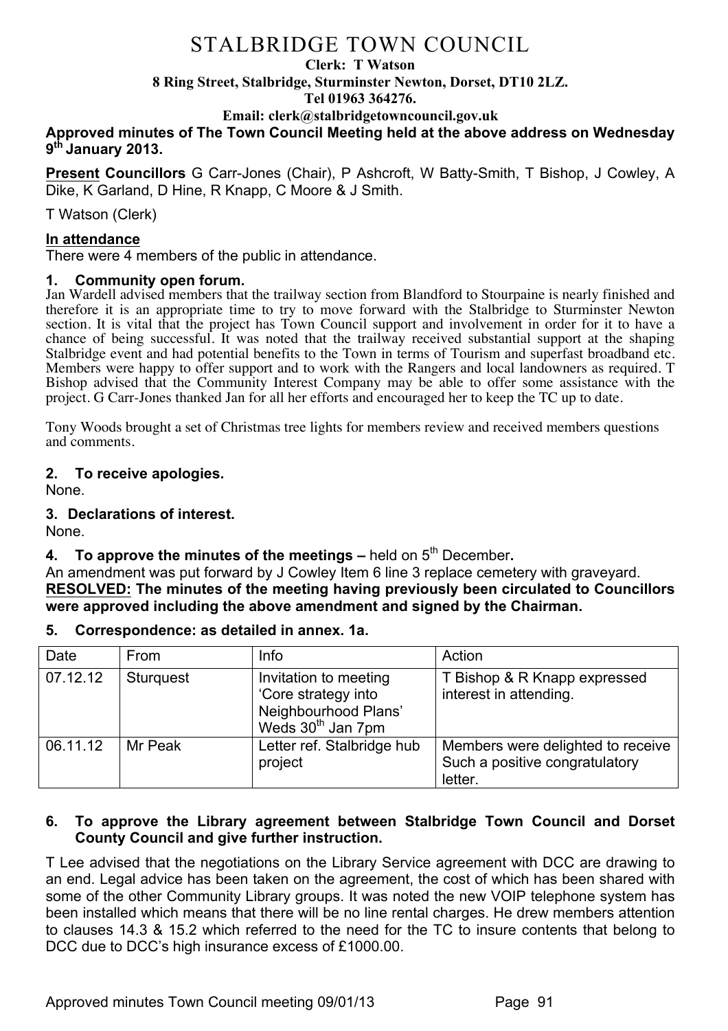# STALBRIDGE TOWN COUNCIL

**Clerk: T Watson**
**8 Ring Street, Stalbridge, Sturminster Newton, Dorset, DT10 2LZ.**
**Tel 01963 364276.**
**Email: clerk@stalbridgetowncouncil.gov.uk**

**Approved minutes of The Town Council Meeting held at the above address on Wednesday 9th January 2013.**

**Present Councillors** G Carr-Jones (Chair), P Ashcroft, W Batty-Smith, T Bishop, J Cowley, A Dike, K Garland, D Hine, R Knapp, C Moore & J Smith.

T Watson (Clerk)

**In attendance**

There were 4 members of the public in attendance.

### 1. Community open forum.

Jan Wardell advised members that the trailway section from Blandford to Stourpaine is nearly finished and therefore it is an appropriate time to try to move forward with the Stalbridge to Sturminster Newton section. It is vital that the project has Town Council support and involvement in order for it to have a chance of being successful. It was noted that the trailway received substantial support at the shaping Stalbridge event and had potential benefits to the Town in terms of Tourism and superfast broadband etc. Members were happy to offer support and to work with the Rangers and local landowners as required. T Bishop advised that the Community Interest Company may be able to offer some assistance with the project. G Carr-Jones thanked Jan for all her efforts and encouraged her to keep the TC up to date.

Tony Woods brought a set of Christmas tree lights for members review and received members questions and comments.

### 2. To receive apologies.

None.

### 3. Declarations of interest.

None.

### 4. To approve the minutes of the meetings – held on 5th December.

An amendment was put forward by J Cowley Item 6 line 3 replace cemetery with graveyard.

**RESOLVED: The minutes of the meeting having previously been circulated to Councillors were approved including the above amendment and signed by the Chairman.**

### 5. Correspondence: as detailed in annex. 1a.

| Date | From | Info | Action |
|---|---|---|---|
| 07.12.12 | Sturquest | Invitation to meeting 'Core strategy into Neighbourhood Plans' Weds 30th Jan 7pm | T Bishop & R Knapp expressed interest in attending. |
| 06.11.12 | Mr Peak | Letter ref. Stalbridge hub project | Members were delighted to receive Such a positive congratulatory letter. |

### 6. To approve the Library agreement between Stalbridge Town Council and Dorset County Council and give further instruction.

T Lee advised that the negotiations on the Library Service agreement with DCC are drawing to an end. Legal advice has been taken on the agreement, the cost of which has been shared with some of the other Community Library groups. It was noted the new VOIP telephone system has been installed which means that there will be no line rental charges. He drew members attention to clauses 14.3 & 15.2 which referred to the need for the TC to insure contents that belong to DCC due to DCC's high insurance excess of £1000.00.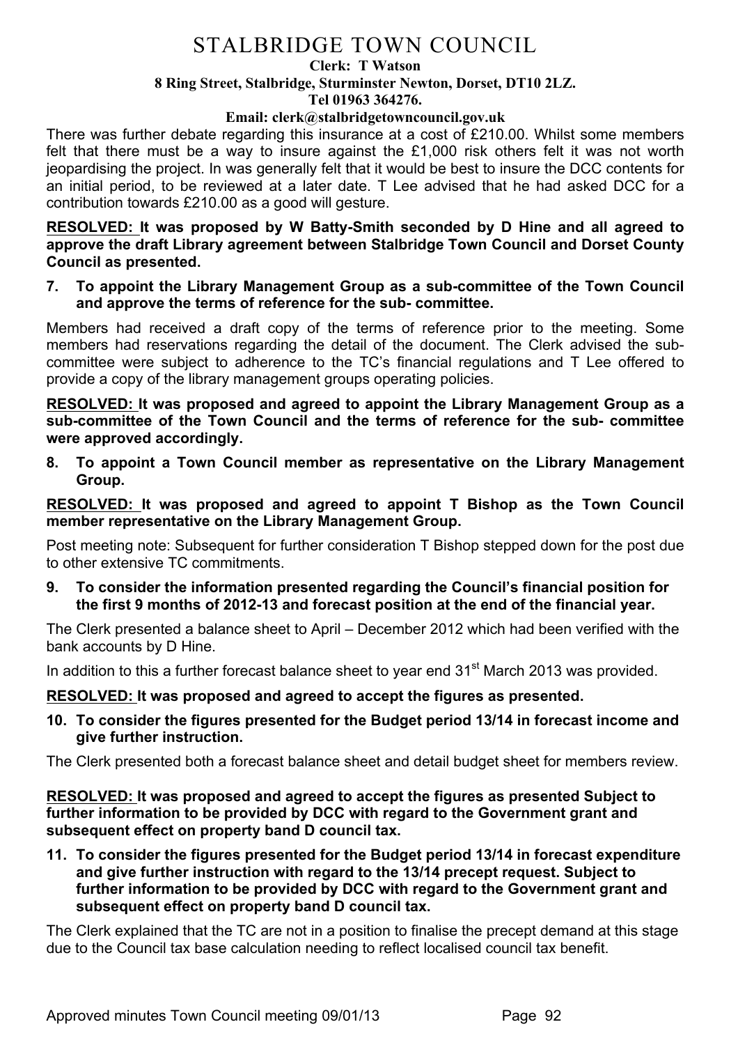There was further debate regarding this insurance at a cost of £210.00. Whilst some members felt that there must be a way to insure against the £1,000 risk others felt it was not worth jeopardising the project. In was generally felt that it would be best to insure the DCC contents for an initial period, to be reviewed at a later date. T Lee advised that he had asked DCC for a contribution towards £210.00 as a good will gesture.

**<u>RESOLVED:</u> It was proposed by W Batty-Smith seconded by D Hine and all agreed to approve the draft Library agreement between Stalbridge Town Council and Dorset County Council as presented.**

**7. To appoint the Library Management Group as a sub-committee of the Town Council and approve the terms of reference for the sub- committee.**

Members had received a draft copy of the terms of reference prior to the meeting. Some members had reservations regarding the detail of the document. The Clerk advised the sub-committee were subject to adherence to the TC's financial regulations and T Lee offered to provide a copy of the library management groups operating policies.

**<u>RESOLVED:</u> It was proposed and agreed to appoint the Library Management Group as a sub-committee of the Town Council and the terms of reference for the sub- committee were approved accordingly.**

**8. To appoint a Town Council member as representative on the Library Management Group.**

**<u>RESOLVED:</u> It was proposed and agreed to appoint T Bishop as the Town Council member representative on the Library Management Group.**

Post meeting note: Subsequent for further consideration T Bishop stepped down for the post due to other extensive TC commitments.

**9. To consider the information presented regarding the Council's financial position for the first 9 months of 2012-13 and forecast position at the end of the financial year.**

The Clerk presented a balance sheet to April – December 2012 which had been verified with the bank accounts by D Hine.

In addition to this a further forecast balance sheet to year end 31st March 2013 was provided.

**<u>RESOLVED:</u> It was proposed and agreed to accept the figures as presented.**

**10. To consider the figures presented for the Budget period 13/14 in forecast income and give further instruction.**

The Clerk presented both a forecast balance sheet and detail budget sheet for members review.

**<u>RESOLVED:</u> It was proposed and agreed to accept the figures as presented Subject to further information to be provided by DCC with regard to the Government grant and subsequent effect on property band D council tax.**

**11. To consider the figures presented for the Budget period 13/14 in forecast expenditure and give further instruction with regard to the 13/14 precept request. Subject to further information to be provided by DCC with regard to the Government grant and subsequent effect on property band D council tax.**

The Clerk explained that the TC are not in a position to finalise the precept demand at this stage due to the Council tax base calculation needing to reflect localised council tax benefit.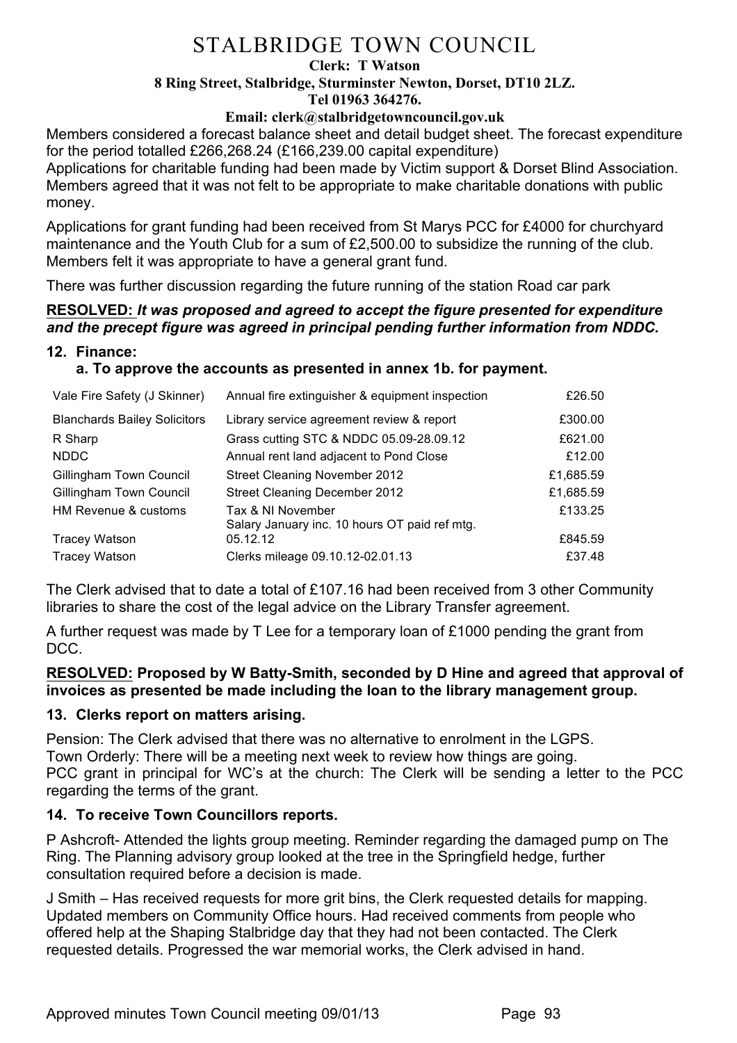# STALBRIDGE TOWN COUNCIL

**Clerk: T Watson**
**8 Ring Street, Stalbridge, Sturminster Newton, Dorset, DT10 2LZ.**
**Tel 01963 364276.**
**Email: clerk@stalbridgetowncouncil.gov.uk**

Members considered a forecast balance sheet and detail budget sheet. The forecast expenditure for the period totalled £266,268.24 (£166,239.00 capital expenditure)
Applications for charitable funding had been made by Victim support & Dorset Blind Association. Members agreed that it was not felt to be appropriate to make charitable donations with public money.

Applications for grant funding had been received from St Marys PCC for £4000 for churchyard maintenance and the Youth Club for a sum of £2,500.00 to subsidize the running of the club. Members felt it was appropriate to have a general grant fund.

There was further discussion regarding the future running of the station Road car park

**RESOLVED:** ***It was proposed and agreed to accept the figure presented for expenditure and the precept figure was agreed in principal pending further information from NDDC.***

**12. Finance:**

**a. To approve the accounts as presented in annex 1b. for payment.**

| | | |
|---|---|---|
| Vale Fire Safety (J Skinner) | Annual fire extinguisher & equipment inspection | £26.50 |
| Blanchards Bailey Solicitors | Library service agreement review & report | £300.00 |
| R Sharp | Grass cutting STC & NDDC 05.09-28.09.12 | £621.00 |
| NDDC | Annual rent land adjacent to Pond Close | £12.00 |
| Gillingham Town Council | Street Cleaning November 2012 | £1,685.59 |
| Gillingham Town Council | Street Cleaning December 2012 | £1,685.59 |
| HM Revenue & customs | Tax & NI November | £133.25 |
| Tracey Watson | Salary January inc. 10 hours OT paid ref mtg. 05.12.12 | £845.59 |
| Tracey Watson | Clerks mileage 09.10.12-02.01.13 | £37.48 |

The Clerk advised that to date a total of £107.16 had been received from 3 other Community libraries to share the cost of the legal advice on the Library Transfer agreement.

A further request was made by T Lee for a temporary loan of £1000 pending the grant from DCC.

**RESOLVED: Proposed by W Batty-Smith, seconded by D Hine and agreed that approval of invoices as presented be made including the loan to the library management group.**

**13. Clerks report on matters arising.**

Pension: The Clerk advised that there was no alternative to enrolment in the LGPS.
Town Orderly: There will be a meeting next week to review how things are going.
PCC grant in principal for WC's at the church: The Clerk will be sending a letter to the PCC regarding the terms of the grant.

**14. To receive Town Councillors reports.**

P Ashcroft- Attended the lights group meeting. Reminder regarding the damaged pump on The Ring. The Planning advisory group looked at the tree in the Springfield hedge, further consultation required before a decision is made.

J Smith – Has received requests for more grit bins, the Clerk requested details for mapping. Updated members on Community Office hours. Had received comments from people who offered help at the Shaping Stalbridge day that they had not been contacted. The Clerk requested details. Progressed the war memorial works, the Clerk advised in hand.

Approved minutes Town Council meeting 09/01/13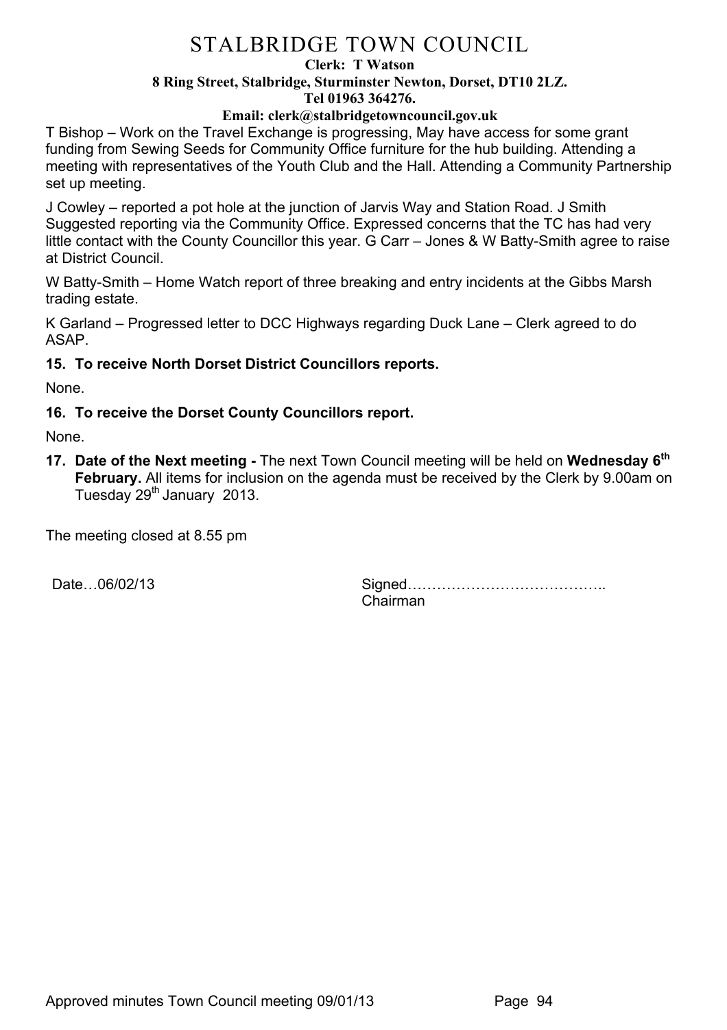# STALBRIDGE TOWN COUNCIL

**Clerk: T Watson**
**8 Ring Street, Stalbridge, Sturminster Newton, Dorset, DT10 2LZ.**
**Tel 01963 364276.**
**Email: clerk@stalbridgetowncouncil.gov.uk**

T Bishop – Work on the Travel Exchange is progressing, May have access for some grant funding from Sewing Seeds for Community Office furniture for the hub building. Attending a meeting with representatives of the Youth Club and the Hall. Attending a Community Partnership set up meeting.

J Cowley – reported a pot hole at the junction of Jarvis Way and Station Road. J Smith Suggested reporting via the Community Office. Expressed concerns that the TC has had very little contact with the County Councillor this year. G Carr – Jones & W Batty-Smith agree to raise at District Council.

W Batty-Smith – Home Watch report of three breaking and entry incidents at the Gibbs Marsh trading estate.

K Garland – Progressed letter to DCC Highways regarding Duck Lane – Clerk agreed to do ASAP.

**15. To receive North Dorset District Councillors reports.**

None.

**16. To receive the Dorset County Councillors report.**

None.

**17. Date of the Next meeting -** The next Town Council meeting will be held on **Wednesday 6th February.** All items for inclusion on the agenda must be received by the Clerk by 9.00am on Tuesday 29th January 2013.

The meeting closed at 8.55 pm

Date…06/02/13

Signed…………………………………..
Chairman

Approved minutes Town Council meeting 09/01/13